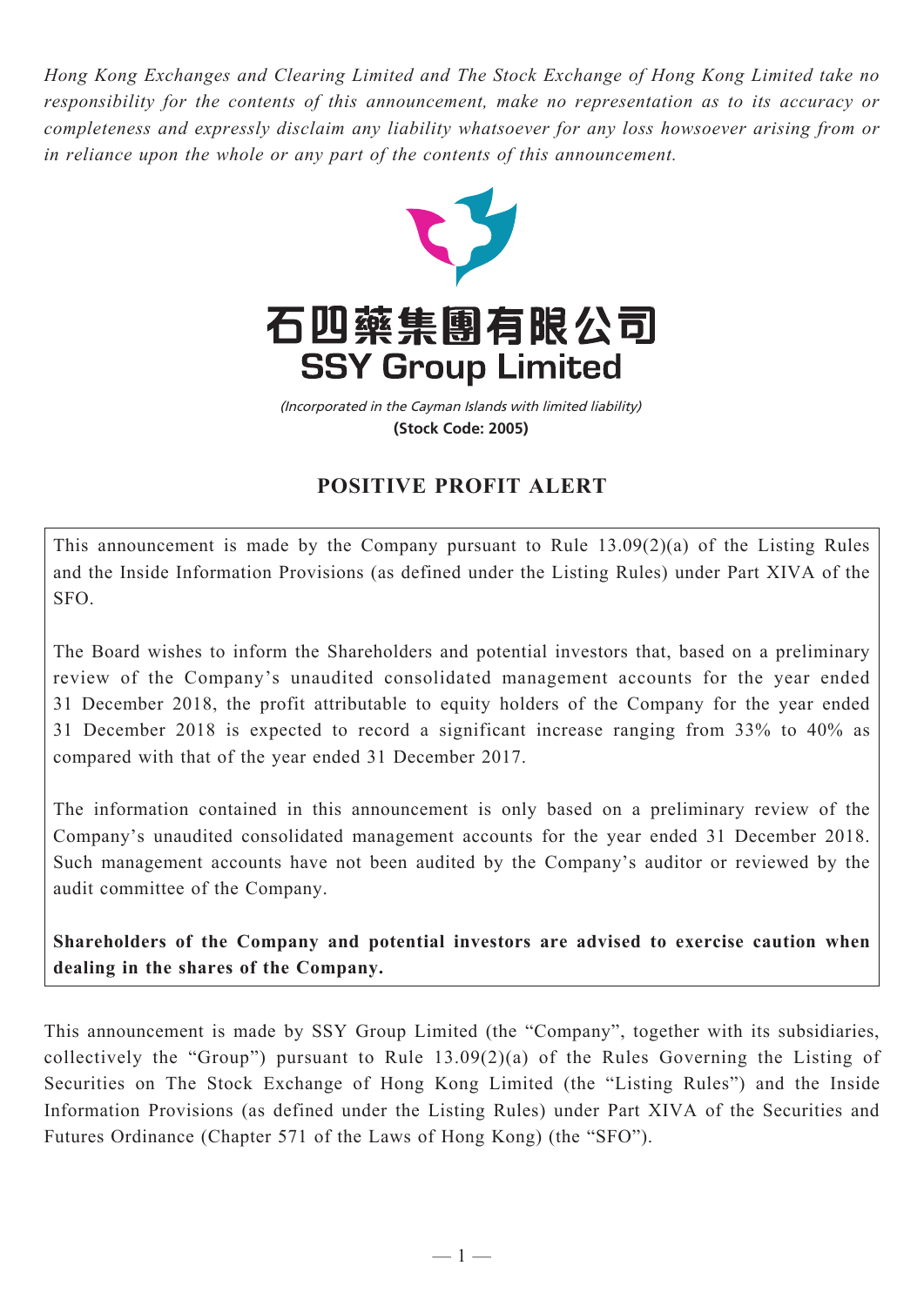*Hong Kong Exchanges and Clearing Limited and The Stock Exchange of Hong Kong Limited take no responsibility for the contents of this announcement, make no representation as to its accuracy or completeness and expressly disclaim any liability whatsoever for any loss howsoever arising from or in reliance upon the whole or any part of the contents of this announcement.*

# 石四藥集團有限公司
# SSY Group Limited

*(Incorporated in the Cayman Islands with limited liability)*

**(Stock Code: 2005)**

## POSITIVE PROFIT ALERT

This announcement is made by the Company pursuant to Rule 13.09(2)(a) of the Listing Rules and the Inside Information Provisions (as defined under the Listing Rules) under Part XIVA of the SFO.

The Board wishes to inform the Shareholders and potential investors that, based on a preliminary review of the Company's unaudited consolidated management accounts for the year ended 31 December 2018, the profit attributable to equity holders of the Company for the year ended 31 December 2018 is expected to record a significant increase ranging from 33% to 40% as compared with that of the year ended 31 December 2017.

The information contained in this announcement is only based on a preliminary review of the Company's unaudited consolidated management accounts for the year ended 31 December 2018. Such management accounts have not been audited by the Company's auditor or reviewed by the audit committee of the Company.

**Shareholders of the Company and potential investors are advised to exercise caution when dealing in the shares of the Company.**

This announcement is made by SSY Group Limited (the "Company", together with its subsidiaries, collectively the "Group") pursuant to Rule 13.09(2)(a) of the Rules Governing the Listing of Securities on The Stock Exchange of Hong Kong Limited (the "Listing Rules") and the Inside Information Provisions (as defined under the Listing Rules) under Part XIVA of the Securities and Futures Ordinance (Chapter 571 of the Laws of Hong Kong) (the "SFO").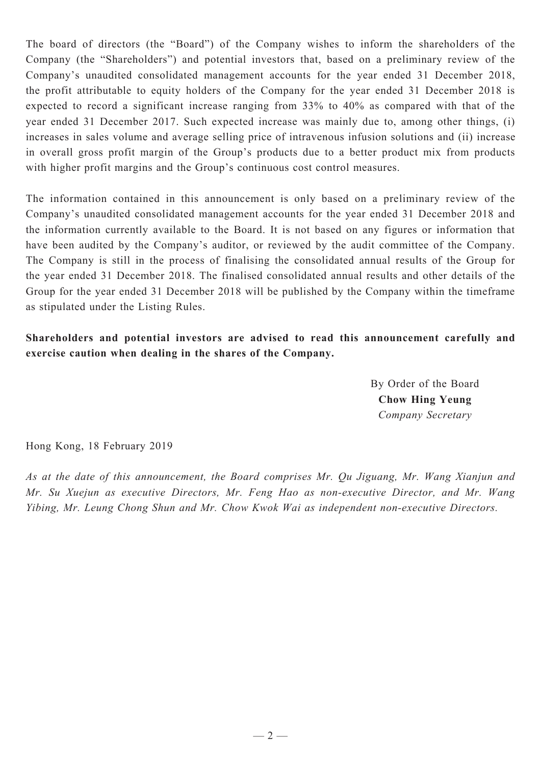The board of directors (the "Board") of the Company wishes to inform the shareholders of the Company (the "Shareholders") and potential investors that, based on a preliminary review of the Company's unaudited consolidated management accounts for the year ended 31 December 2018, the profit attributable to equity holders of the Company for the year ended 31 December 2018 is expected to record a significant increase ranging from 33% to 40% as compared with that of the year ended 31 December 2017. Such expected increase was mainly due to, among other things, (i) increases in sales volume and average selling price of intravenous infusion solutions and (ii) increase in overall gross profit margin of the Group's products due to a better product mix from products with higher profit margins and the Group's continuous cost control measures.

The information contained in this announcement is only based on a preliminary review of the Company's unaudited consolidated management accounts for the year ended 31 December 2018 and the information currently available to the Board. It is not based on any figures or information that have been audited by the Company's auditor, or reviewed by the audit committee of the Company. The Company is still in the process of finalising the consolidated annual results of the Group for the year ended 31 December 2018. The finalised consolidated annual results and other details of the Group for the year ended 31 December 2018 will be published by the Company within the timeframe as stipulated under the Listing Rules.

**Shareholders and potential investors are advised to read this announcement carefully and exercise caution when dealing in the shares of the Company.**

By Order of the Board
**Chow Hing Yeung**
*Company Secretary*

Hong Kong, 18 February 2019

*As at the date of this announcement, the Board comprises Mr. Qu Jiguang, Mr. Wang Xianjun and Mr. Su Xuejun as executive Directors, Mr. Feng Hao as non-executive Director, and Mr. Wang Yibing, Mr. Leung Chong Shun and Mr. Chow Kwok Wai as independent non-executive Directors.*